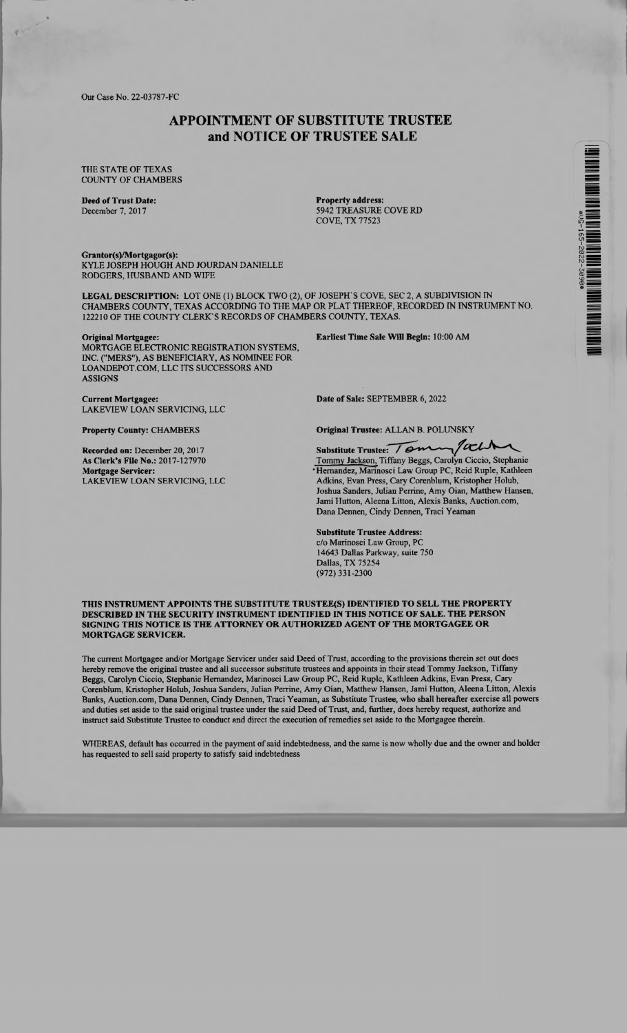Our Case No. 22-03787-FC

# APPOINTMENT OF SUBSTITUTE TRUSTEE and NOTICE OF TRUSTEE SALE

THE STATE OF TEXAS
COUNTY OF CHAMBERS

**Deed of Trust Date:**
December 7, 2017

**Property address:**
5942 TREASURE COVE RD
COVE, TX 77523

**Grantor(s)/Mortgagor(s):**
KYLE JOSEPH HOUGH AND JOURDAN DANIELLE RODGERS, HUSBAND AND WIFE

**LEGAL DESCRIPTION:** LOT ONE (1) BLOCK TWO (2), OF JOSEPH'S COVE, SEC 2, A SUBDIVISION IN CHAMBERS COUNTY, TEXAS ACCORDING TO THE MAP OR PLAT THEREOF, RECORDED IN INSTRUMENT NO. 122210 OF THE COUNTY CLERK'S RECORDS OF CHAMBERS COUNTY, TEXAS.

**Original Mortgagee:**
MORTGAGE ELECTRONIC REGISTRATION SYSTEMS, INC. ("MERS"), AS BENEFICIARY, AS NOMINEE FOR LOANDEPOT.COM, LLC ITS SUCCESSORS AND ASSIGNS

**Earliest Time Sale Will Begin:** 10:00 AM

**Current Mortgagee:**
LAKEVIEW LOAN SERVICING, LLC

**Date of Sale:** SEPTEMBER 6, 2022

**Property County:** CHAMBERS

**Original Trustee:** ALLAN B. POLUNSKY

**Recorded on:** December 20, 2017
**As Clerk's File No.:** 2017-127970
**Mortgage Servicer:**
LAKEVIEW LOAN SERVICING, LLC

**Substitute Trustee:** [signature]
Tommy Jackson, Tiffany Beggs, Carolyn Ciccio, Stephanie Hernandez, Marinosci Law Group PC, Reid Ruple, Kathleen Adkins, Evan Press, Cary Corenblum, Kristopher Holub, Joshua Sanders, Julian Perrine, Amy Oian, Matthew Hansen, Jami Hutton, Aleena Litton, Alexis Banks, Auction.com, Dana Dennen, Cindy Dennen, Traci Yeaman

**Substitute Trustee Address:**
c/o Marinosci Law Group, PC
14643 Dallas Parkway, suite 750
Dallas, TX 75254
(972) 331-2300

**THIS INSTRUMENT APPOINTS THE SUBSTITUTE TRUSTEE(S) IDENTIFIED TO SELL THE PROPERTY DESCRIBED IN THE SECURITY INSTRUMENT IDENTIFIED IN THIS NOTICE OF SALE. THE PERSON SIGNING THIS NOTICE IS THE ATTORNEY OR AUTHORIZED AGENT OF THE MORTGAGEE OR MORTGAGE SERVICER.**

The current Mortgagee and/or Mortgage Servicer under said Deed of Trust, according to the provisions therein set out does hereby remove the original trustee and all successor substitute trustees and appoints in their stead Tommy Jackson, Tiffany Beggs, Carolyn Ciccio, Stephanie Hernandez, Marinosci Law Group PC, Reid Ruple, Kathleen Adkins, Evan Press, Cary Corenblum, Kristopher Holub, Joshua Sanders, Julian Perrine, Amy Oian, Matthew Hansen, Jami Hutton, Aleena Litton, Alexis Banks, Auction.com, Dana Dennen, Cindy Dennen, Traci Yeaman, as Substitute Trustee, who shall hereafter exercise all powers and duties set aside to the said original trustee under the said Deed of Trust, and, further, does hereby request, authorize and instruct said Substitute Trustee to conduct and direct the execution of remedies set aside to the Mortgagee therein.

WHEREAS, default has occurred in the payment of said indebtedness, and the same is now wholly due and the owner and holder has requested to sell said property to satisfy said indebtedness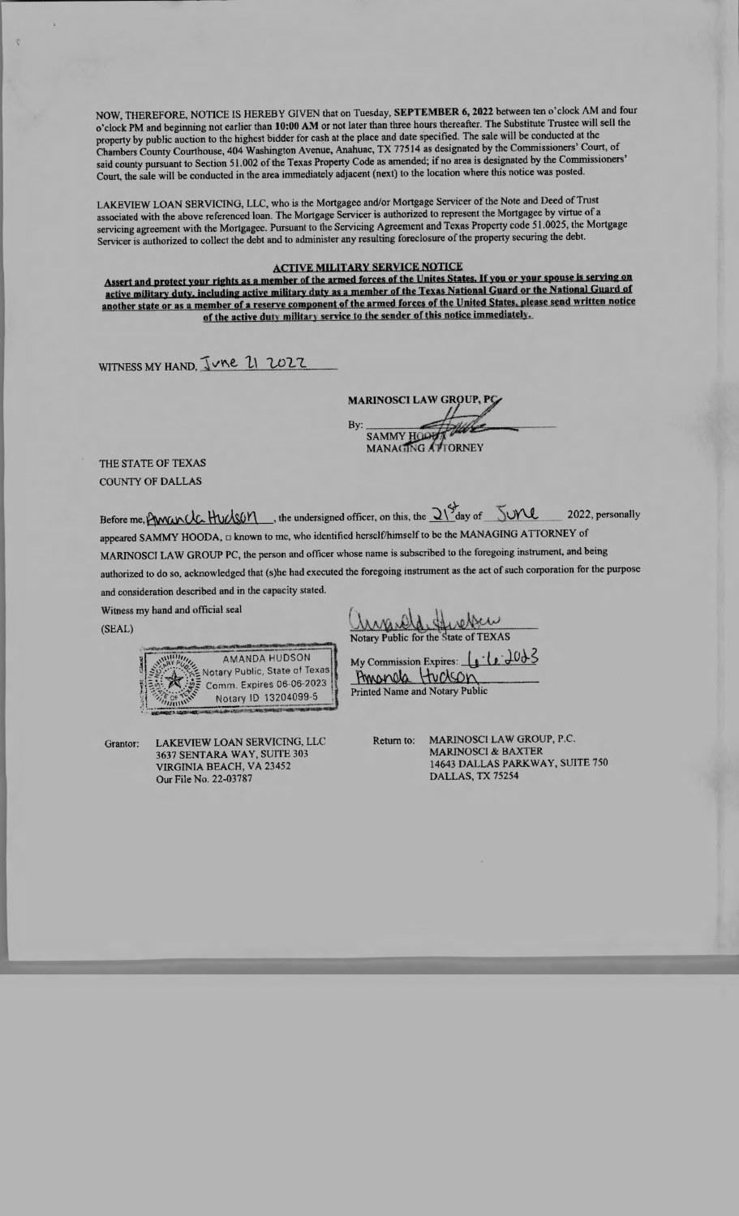NOW, THEREFORE, NOTICE IS HEREBY GIVEN that on Tuesday, **SEPTEMBER 6, 2022** between ten o'clock AM and four o'clock PM and beginning not earlier than **10:00 AM** or not later than three hours thereafter. The Substitute Trustee will sell the property by public auction to the highest bidder for cash at the place and date specified. The sale will be conducted at the Chambers County Courthouse, 404 Washington Avenue, Anahuac, TX 77514 as designated by the Commissioners' Court, of said county pursuant to Section 51.002 of the Texas Property Code as amended; if no area is designated by the Commissioners' Court, the sale will be conducted in the area immediately adjacent (next) to the location where this notice was posted.

LAKEVIEW LOAN SERVICING, LLC, who is the Mortgagee and/or Mortgage Servicer of the Note and Deed of Trust associated with the above referenced loan. The Mortgage Servicer is authorized to represent the Mortgagee by virtue of a servicing agreement with the Mortgagee. Pursuant to the Servicing Agreement and Texas Property code 51.0025, the Mortgage Servicer is authorized to collect the debt and to administer any resulting foreclosure of the property securing the debt.

**ACTIVE MILITARY SERVICE NOTICE**

**Assert and protect your rights as a member of the armed forces of the Unites States. If you or your spouse is serving on active military duty, including active military duty as a member of the Texas National Guard or the National Guard of another state or as a member of a reserve component of the armed forces of the United States, please send written notice of the active duty military service to the sender of this notice immediately.**

WITNESS MY HAND, June 21 2022

**MARINOSCI LAW GROUP, PC**

By: _______________
SAMMY HOODA
MANAGING ATTORNEY

THE STATE OF TEXAS
COUNTY OF DALLAS

Before me, Amanda Hudson, the undersigned officer, on this, the 21st day of June 2022, personally appeared SAMMY HOODA, □ known to me, who identified herself/himself to be the MANAGING ATTORNEY of MARINOSCI LAW GROUP PC, the person and officer whose name is subscribed to the foregoing instrument, and being authorized to do so, acknowledged that (s)he had executed the foregoing instrument as the act of such corporation for the purpose and consideration described and in the capacity stated.

Witness my hand and official seal

(SEAL)

AMANDA HUDSON
Notary Public, State of Texas
Comm. Expires 06-06-2023
Notary ID 13204099-5

_______________
Notary Public for the State of TEXAS

My Commission Expires: 6-6-2023

Amanda Hudson
Printed Name and Notary Public

Grantor: LAKEVIEW LOAN SERVICING, LLC
3637 SENTARA WAY, SUITE 303
VIRGINIA BEACH, VA 23452
Our File No. 22-03787

Return to: MARINOSCI LAW GROUP, P.C.
MARINOSCI & BAXTER
14643 DALLAS PARKWAY, SUITE 750
DALLAS, TX 75254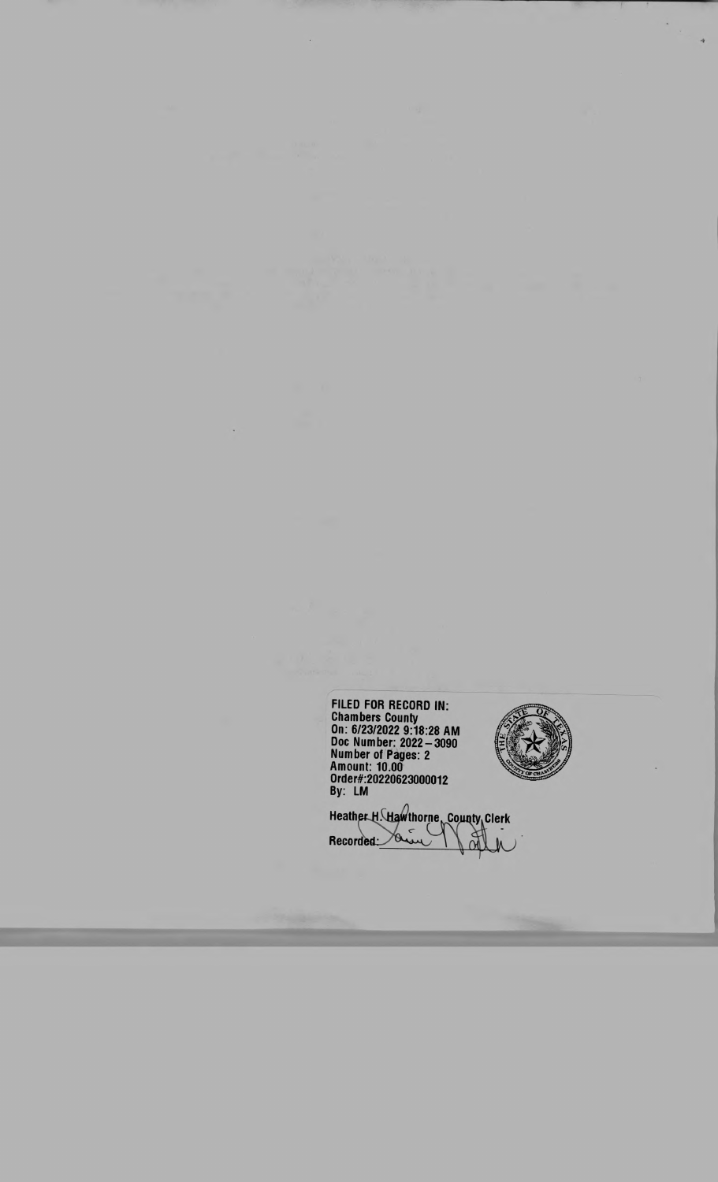FILED FOR RECORD IN:
Chambers County
On: 6/23/2022 9:18:28 AM
Doc Number: 2022 – 3090
Number of Pages: 2
Amount: 10.00
Order#:20220623000012
By: LM

Heather H. Hawthorne, County Clerk
Recorded: